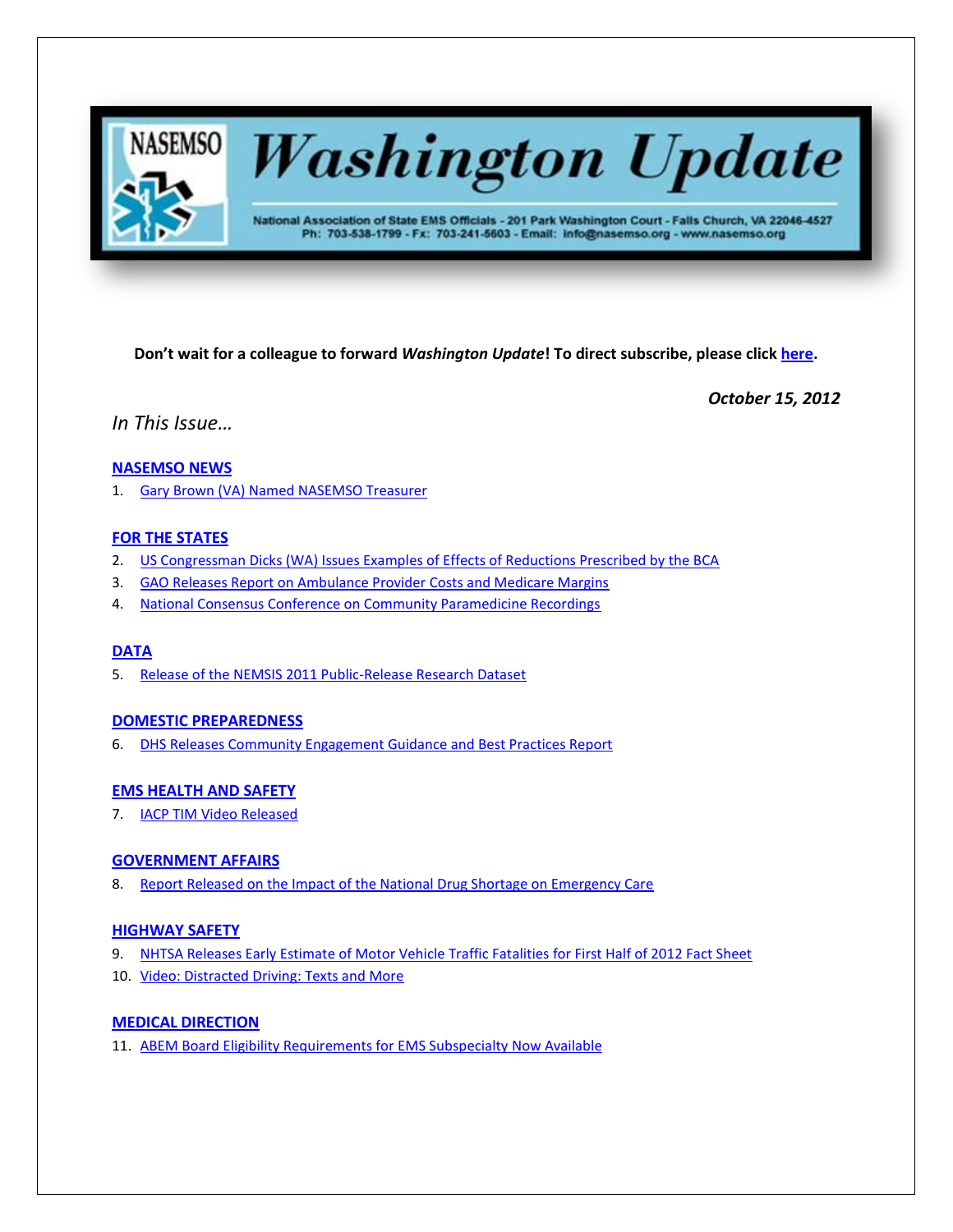# NASEMSO Washington Update

National Association of State EMS Officials - 201 Park Washington Court - Falls Church, VA 22046-4527
Ph: 703-538-1799 - Fx: 703-241-5603 - Email: info@nasemso.org - www.nasemso.org

**Don't wait for a colleague to forward *Washington Update*! To direct subscribe, please click here.**

***October 15, 2012***

*In This Issue…*

**NASEMSO NEWS**

1. Gary Brown (VA) Named NASEMSO Treasurer

**FOR THE STATES**

2. US Congressman Dicks (WA) Issues Examples of Effects of Reductions Prescribed by the BCA
3. GAO Releases Report on Ambulance Provider Costs and Medicare Margins
4. National Consensus Conference on Community Paramedicine Recordings

**DATA**

5. Release of the NEMSIS 2011 Public-Release Research Dataset

**DOMESTIC PREPAREDNESS**

6. DHS Releases Community Engagement Guidance and Best Practices Report

**EMS HEALTH AND SAFETY**

7. IACP TIM Video Released

**GOVERNMENT AFFAIRS**

8. Report Released on the Impact of the National Drug Shortage on Emergency Care

**HIGHWAY SAFETY**

9. NHTSA Releases Early Estimate of Motor Vehicle Traffic Fatalities for First Half of 2012 Fact Sheet
10. Video: Distracted Driving: Texts and More

**MEDICAL DIRECTION**

11. ABEM Board Eligibility Requirements for EMS Subspecialty Now Available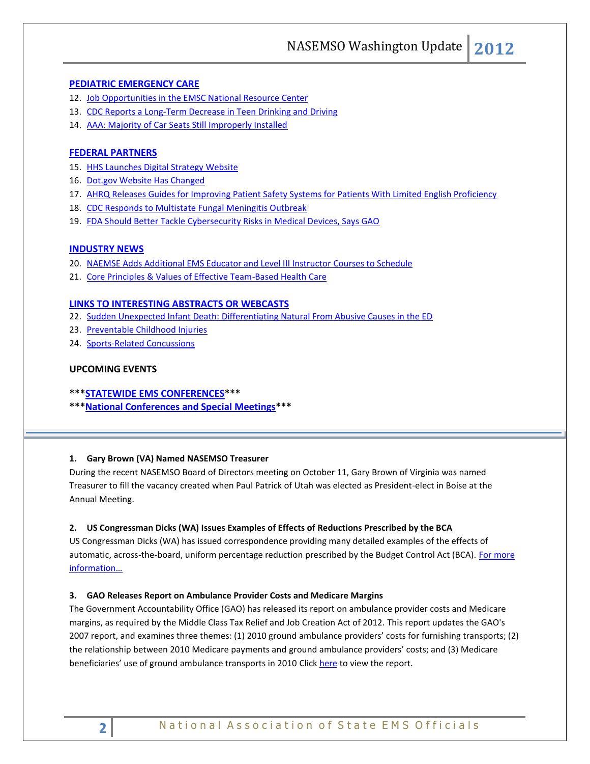**PEDIATRIC EMERGENCY CARE**

12. Job Opportunities in the EMSC National Resource Center
13. CDC Reports a Long-Term Decrease in Teen Drinking and Driving
14. AAA: Majority of Car Seats Still Improperly Installed

**FEDERAL PARTNERS**

15. HHS Launches Digital Strategy Website
16. Dot.gov Website Has Changed
17. AHRQ Releases Guides for Improving Patient Safety Systems for Patients With Limited English Proficiency
18. CDC Responds to Multistate Fungal Meningitis Outbreak
19. FDA Should Better Tackle Cybersecurity Risks in Medical Devices, Says GAO

**INDUSTRY NEWS**

20. NAEMSE Adds Additional EMS Educator and Level III Instructor Courses to Schedule
21. Core Principles & Values of Effective Team-Based Health Care

**LINKS TO INTERESTING ABSTRACTS OR WEBCASTS**

22. Sudden Unexpected Infant Death: Differentiating Natural From Abusive Causes in the ED
23. Preventable Childhood Injuries
24. Sports-Related Concussions

**UPCOMING EVENTS**

*****STATEWIDE EMS CONFERENCES*****

*****National Conferences and Special Meetings*****

---

**1. Gary Brown (VA) Named NASEMSO Treasurer**

During the recent NASEMSO Board of Directors meeting on October 11, Gary Brown of Virginia was named Treasurer to fill the vacancy created when Paul Patrick of Utah was elected as President-elect in Boise at the Annual Meeting.

**2. US Congressman Dicks (WA) Issues Examples of Effects of Reductions Prescribed by the BCA**

US Congressman Dicks (WA) has issued correspondence providing many detailed examples of the effects of automatic, across-the-board, uniform percentage reduction prescribed by the Budget Control Act (BCA). For more information…

**3. GAO Releases Report on Ambulance Provider Costs and Medicare Margins**

The Government Accountability Office (GAO) has released its report on ambulance provider costs and Medicare margins, as required by the Middle Class Tax Relief and Job Creation Act of 2012. This report updates the GAO's 2007 report, and examines three themes: (1) 2010 ground ambulance providers' costs for furnishing transports; (2) the relationship between 2010 Medicare payments and ground ambulance providers' costs; and (3) Medicare beneficiaries' use of ground ambulance transports in 2010 Click here to view the report.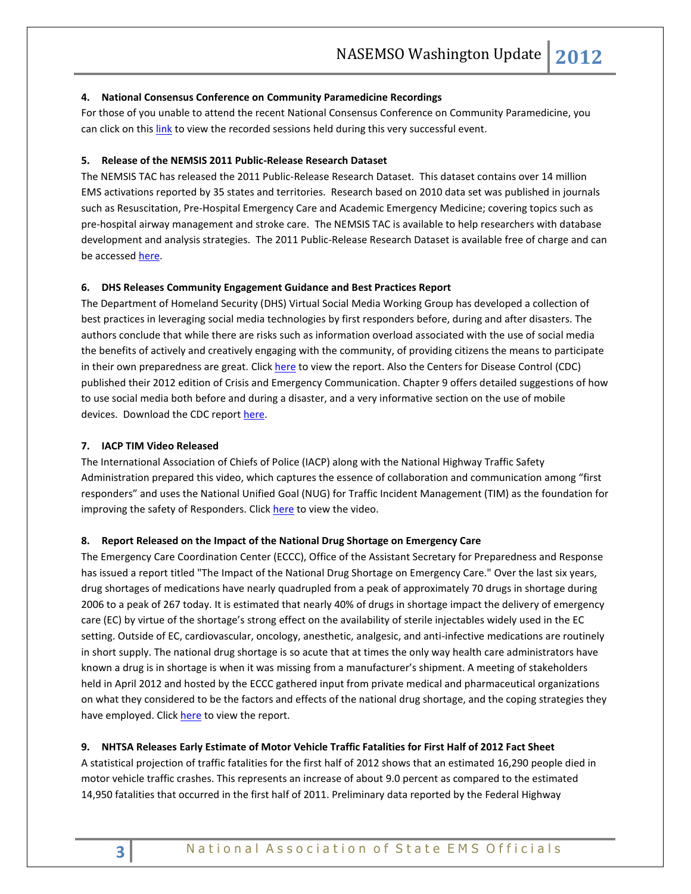**4. National Consensus Conference on Community Paramedicine Recordings**

For those of you unable to attend the recent National Consensus Conference on Community Paramedicine, you can click on this link to view the recorded sessions held during this very successful event.

**5. Release of the NEMSIS 2011 Public-Release Research Dataset**

The NEMSIS TAC has released the 2011 Public-Release Research Dataset. This dataset contains over 14 million EMS activations reported by 35 states and territories. Research based on 2010 data set was published in journals such as Resuscitation, Pre-Hospital Emergency Care and Academic Emergency Medicine; covering topics such as pre-hospital airway management and stroke care. The NEMSIS TAC is available to help researchers with database development and analysis strategies. The 2011 Public-Release Research Dataset is available free of charge and can be accessed here.

**6. DHS Releases Community Engagement Guidance and Best Practices Report**

The Department of Homeland Security (DHS) Virtual Social Media Working Group has developed a collection of best practices in leveraging social media technologies by first responders before, during and after disasters. The authors conclude that while there are risks such as information overload associated with the use of social media the benefits of actively and creatively engaging with the community, of providing citizens the means to participate in their own preparedness are great. Click here to view the report. Also the Centers for Disease Control (CDC) published their 2012 edition of Crisis and Emergency Communication. Chapter 9 offers detailed suggestions of how to use social media both before and during a disaster, and a very informative section on the use of mobile devices. Download the CDC report here.

**7. IACP TIM Video Released**

The International Association of Chiefs of Police (IACP) along with the National Highway Traffic Safety Administration prepared this video, which captures the essence of collaboration and communication among "first responders" and uses the National Unified Goal (NUG) for Traffic Incident Management (TIM) as the foundation for improving the safety of Responders. Click here to view the video.

**8. Report Released on the Impact of the National Drug Shortage on Emergency Care**

The Emergency Care Coordination Center (ECCC), Office of the Assistant Secretary for Preparedness and Response has issued a report titled "The Impact of the National Drug Shortage on Emergency Care." Over the last six years, drug shortages of medications have nearly quadrupled from a peak of approximately 70 drugs in shortage during 2006 to a peak of 267 today. It is estimated that nearly 40% of drugs in shortage impact the delivery of emergency care (EC) by virtue of the shortage's strong effect on the availability of sterile injectables widely used in the EC setting. Outside of EC, cardiovascular, oncology, anesthetic, analgesic, and anti-infective medications are routinely in short supply. The national drug shortage is so acute that at times the only way health care administrators have known a drug is in shortage is when it was missing from a manufacturer's shipment. A meeting of stakeholders held in April 2012 and hosted by the ECCC gathered input from private medical and pharmaceutical organizations on what they considered to be the factors and effects of the national drug shortage, and the coping strategies they have employed. Click here to view the report.

**9. NHTSA Releases Early Estimate of Motor Vehicle Traffic Fatalities for First Half of 2012 Fact Sheet**

A statistical projection of traffic fatalities for the first half of 2012 shows that an estimated 16,290 people died in motor vehicle traffic crashes. This represents an increase of about 9.0 percent as compared to the estimated 14,950 fatalities that occurred in the first half of 2011. Preliminary data reported by the Federal Highway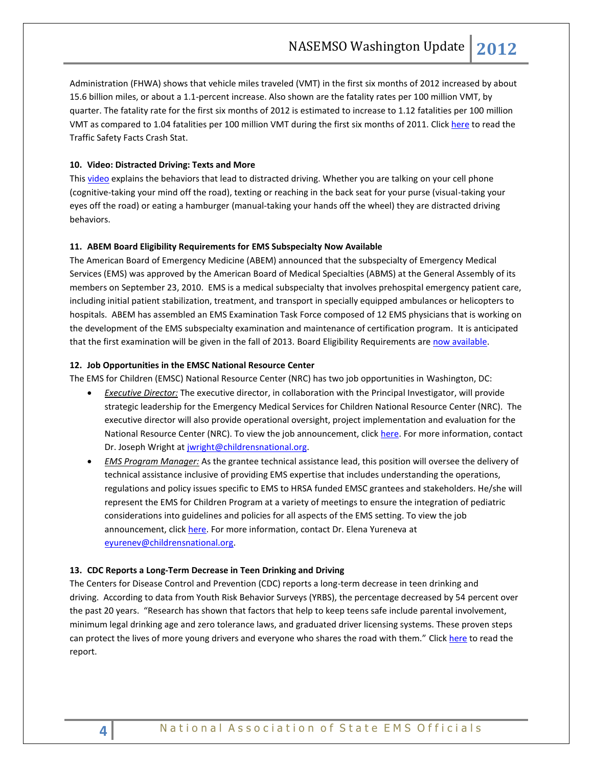Administration (FHWA) shows that vehicle miles traveled (VMT) in the first six months of 2012 increased by about 15.6 billion miles, or about a 1.1-percent increase. Also shown are the fatality rates per 100 million VMT, by quarter. The fatality rate for the first six months of 2012 is estimated to increase to 1.12 fatalities per 100 million VMT as compared to 1.04 fatalities per 100 million VMT during the first six months of 2011. Click here to read the Traffic Safety Facts Crash Stat.

**10. Video: Distracted Driving: Texts and More**

This video explains the behaviors that lead to distracted driving. Whether you are talking on your cell phone (cognitive-taking your mind off the road), texting or reaching in the back seat for your purse (visual-taking your eyes off the road) or eating a hamburger (manual-taking your hands off the wheel) they are distracted driving behaviors.

**11. ABEM Board Eligibility Requirements for EMS Subspecialty Now Available**

The American Board of Emergency Medicine (ABEM) announced that the subspecialty of Emergency Medical Services (EMS) was approved by the American Board of Medical Specialties (ABMS) at the General Assembly of its members on September 23, 2010. EMS is a medical subspecialty that involves prehospital emergency patient care, including initial patient stabilization, treatment, and transport in specially equipped ambulances or helicopters to hospitals. ABEM has assembled an EMS Examination Task Force composed of 12 EMS physicians that is working on the development of the EMS subspecialty examination and maintenance of certification program. It is anticipated that the first examination will be given in the fall of 2013. Board Eligibility Requirements are now available.

**12. Job Opportunities in the EMSC National Resource Center**

The EMS for Children (EMSC) National Resource Center (NRC) has two job opportunities in Washington, DC:

- ***Executive Director:*** The executive director, in collaboration with the Principal Investigator, will provide strategic leadership for the Emergency Medical Services for Children National Resource Center (NRC). The executive director will also provide operational oversight, project implementation and evaluation for the National Resource Center (NRC). To view the job announcement, click here. For more information, contact Dr. Joseph Wright at jwright@childrensnational.org.
- ***EMS Program Manager:*** As the grantee technical assistance lead, this position will oversee the delivery of technical assistance inclusive of providing EMS expertise that includes understanding the operations, regulations and policy issues specific to EMS to HRSA funded EMSC grantees and stakeholders. He/she will represent the EMS for Children Program at a variety of meetings to ensure the integration of pediatric considerations into guidelines and policies for all aspects of the EMS setting. To view the job announcement, click here. For more information, contact Dr. Elena Yureneva at eyurenev@childrensnational.org.

**13. CDC Reports a Long-Term Decrease in Teen Drinking and Driving**

The Centers for Disease Control and Prevention (CDC) reports a long-term decrease in teen drinking and driving. According to data from Youth Risk Behavior Surveys (YRBS), the percentage decreased by 54 percent over the past 20 years. "Research has shown that factors that help to keep teens safe include parental involvement, minimum legal drinking age and zero tolerance laws, and graduated driver licensing systems. These proven steps can protect the lives of more young drivers and everyone who shares the road with them." Click here to read the report.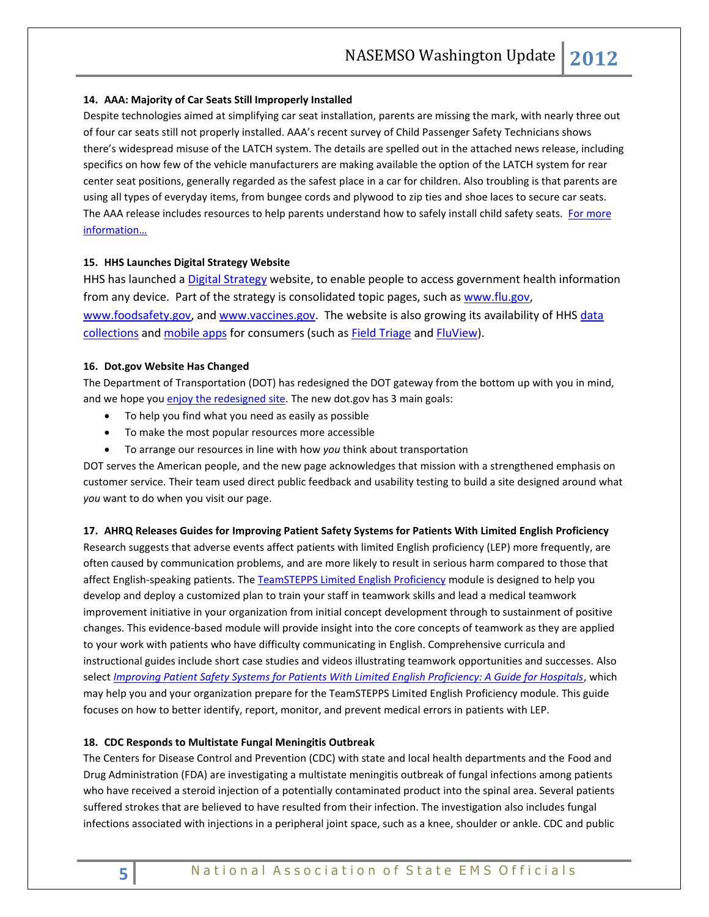**14. AAA: Majority of Car Seats Still Improperly Installed**

Despite technologies aimed at simplifying car seat installation, parents are missing the mark, with nearly three out of four car seats still not properly installed. AAA's recent survey of Child Passenger Safety Technicians shows there's widespread misuse of the LATCH system. The details are spelled out in the attached news release, including specifics on how few of the vehicle manufacturers are making available the option of the LATCH system for rear center seat positions, generally regarded as the safest place in a car for children. Also troubling is that parents are using all types of everyday items, from bungee cords and plywood to zip ties and shoe laces to secure car seats. The AAA release includes resources to help parents understand how to safely install child safety seats. For more information…

**15. HHS Launches Digital Strategy Website**

HHS has launched a Digital Strategy website, to enable people to access government health information from any device. Part of the strategy is consolidated topic pages, such as www.flu.gov, www.foodsafety.gov, and www.vaccines.gov. The website is also growing its availability of HHS data collections and mobile apps for consumers (such as Field Triage and FluView).

**16. Dot.gov Website Has Changed**

The Department of Transportation (DOT) has redesigned the DOT gateway from the bottom up with you in mind, and we hope you enjoy the redesigned site. The new dot.gov has 3 main goals:

- To help you find what you need as easily as possible
- To make the most popular resources more accessible
- To arrange our resources in line with how *you* think about transportation

DOT serves the American people, and the new page acknowledges that mission with a strengthened emphasis on customer service. Their team used direct public feedback and usability testing to build a site designed around what *you* want to do when you visit our page.

**17. AHRQ Releases Guides for Improving Patient Safety Systems for Patients With Limited English Proficiency**

Research suggests that adverse events affect patients with limited English proficiency (LEP) more frequently, are often caused by communication problems, and are more likely to result in serious harm compared to those that affect English-speaking patients. The TeamSTEPPS Limited English Proficiency module is designed to help you develop and deploy a customized plan to train your staff in teamwork skills and lead a medical teamwork improvement initiative in your organization from initial concept development through to sustainment of positive changes. This evidence-based module will provide insight into the core concepts of teamwork as they are applied to your work with patients who have difficulty communicating in English. Comprehensive curricula and instructional guides include short case studies and videos illustrating teamwork opportunities and successes. Also select *Improving Patient Safety Systems for Patients With Limited English Proficiency: A Guide for Hospitals*, which may help you and your organization prepare for the TeamSTEPPS Limited English Proficiency module. This guide focuses on how to better identify, report, monitor, and prevent medical errors in patients with LEP.

**18. CDC Responds to Multistate Fungal Meningitis Outbreak**

The Centers for Disease Control and Prevention (CDC) with state and local health departments and the Food and Drug Administration (FDA) are investigating a multistate meningitis outbreak of fungal infections among patients who have received a steroid injection of a potentially contaminated product into the spinal area. Several patients suffered strokes that are believed to have resulted from their infection. The investigation also includes fungal infections associated with injections in a peripheral joint space, such as a knee, shoulder or ankle. CDC and public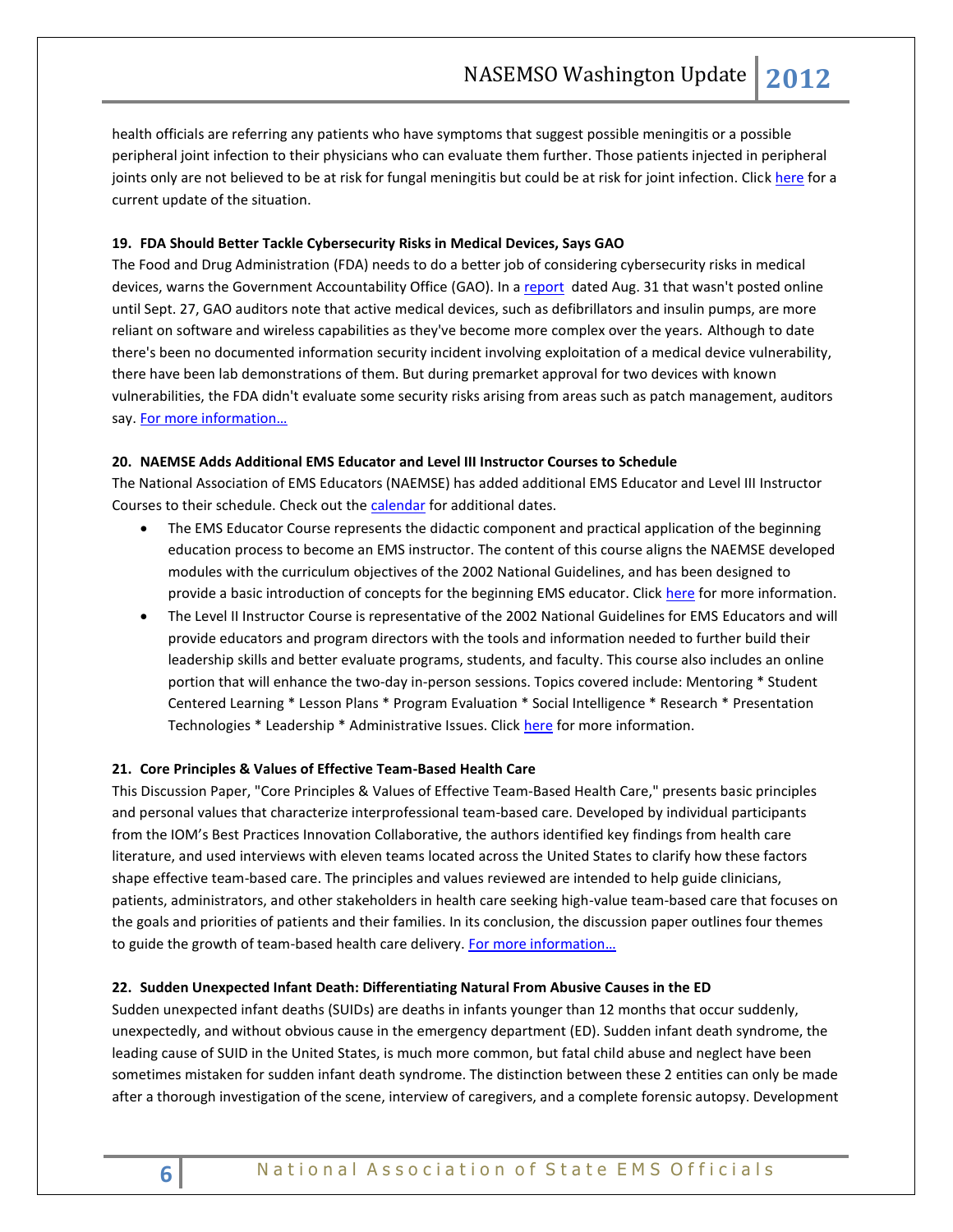health officials are referring any patients who have symptoms that suggest possible meningitis or a possible peripheral joint infection to their physicians who can evaluate them further. Those patients injected in peripheral joints only are not believed to be at risk for fungal meningitis but could be at risk for joint infection. Click here for a current update of the situation.

**19. FDA Should Better Tackle Cybersecurity Risks in Medical Devices, Says GAO**

The Food and Drug Administration (FDA) needs to do a better job of considering cybersecurity risks in medical devices, warns the Government Accountability Office (GAO). In a report dated Aug. 31 that wasn't posted online until Sept. 27, GAO auditors note that active medical devices, such as defibrillators and insulin pumps, are more reliant on software and wireless capabilities as they've become more complex over the years. Although to date there's been no documented information security incident involving exploitation of a medical device vulnerability, there have been lab demonstrations of them. But during premarket approval for two devices with known vulnerabilities, the FDA didn't evaluate some security risks arising from areas such as patch management, auditors say. For more information…

**20. NAEMSE Adds Additional EMS Educator and Level III Instructor Courses to Schedule**

The National Association of EMS Educators (NAEMSE) has added additional EMS Educator and Level III Instructor Courses to their schedule. Check out the calendar for additional dates.

- The EMS Educator Course represents the didactic component and practical application of the beginning education process to become an EMS instructor. The content of this course aligns the NAEMSE developed modules with the curriculum objectives of the 2002 National Guidelines, and has been designed to provide a basic introduction of concepts for the beginning EMS educator. Click here for more information.
- The Level II Instructor Course is representative of the 2002 National Guidelines for EMS Educators and will provide educators and program directors with the tools and information needed to further build their leadership skills and better evaluate programs, students, and faculty. This course also includes an online portion that will enhance the two-day in-person sessions. Topics covered include: Mentoring * Student Centered Learning * Lesson Plans * Program Evaluation * Social Intelligence * Research * Presentation Technologies * Leadership * Administrative Issues. Click here for more information.

**21. Core Principles & Values of Effective Team-Based Health Care**

This Discussion Paper, "Core Principles & Values of Effective Team-Based Health Care," presents basic principles and personal values that characterize interprofessional team-based care. Developed by individual participants from the IOM's Best Practices Innovation Collaborative, the authors identified key findings from health care literature, and used interviews with eleven teams located across the United States to clarify how these factors shape effective team-based care. The principles and values reviewed are intended to help guide clinicians, patients, administrators, and other stakeholders in health care seeking high-value team-based care that focuses on the goals and priorities of patients and their families. In its conclusion, the discussion paper outlines four themes to guide the growth of team-based health care delivery. For more information…

**22. Sudden Unexpected Infant Death: Differentiating Natural From Abusive Causes in the ED**

Sudden unexpected infant deaths (SUIDs) are deaths in infants younger than 12 months that occur suddenly, unexpectedly, and without obvious cause in the emergency department (ED). Sudden infant death syndrome, the leading cause of SUID in the United States, is much more common, but fatal child abuse and neglect have been sometimes mistaken for sudden infant death syndrome. The distinction between these 2 entities can only be made after a thorough investigation of the scene, interview of caregivers, and a complete forensic autopsy. Development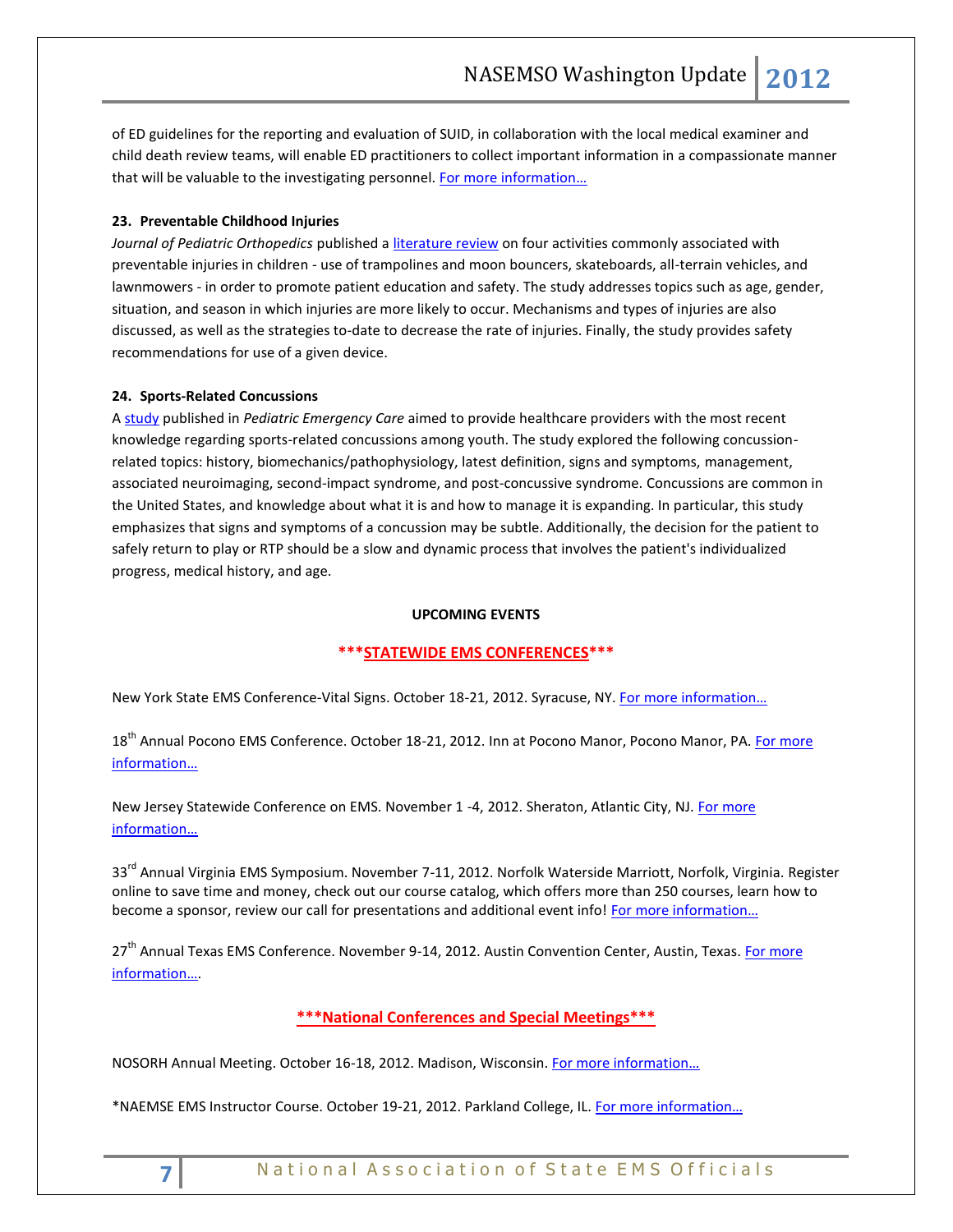of ED guidelines for the reporting and evaluation of SUID, in collaboration with the local medical examiner and child death review teams, will enable ED practitioners to collect important information in a compassionate manner that will be valuable to the investigating personnel. For more information…

**23. Preventable Childhood Injuries**

*Journal of Pediatric Orthopedics* published a literature review on four activities commonly associated with preventable injuries in children - use of trampolines and moon bouncers, skateboards, all-terrain vehicles, and lawnmowers - in order to promote patient education and safety. The study addresses topics such as age, gender, situation, and season in which injuries are more likely to occur. Mechanisms and types of injuries are also discussed, as well as the strategies to-date to decrease the rate of injuries. Finally, the study provides safety recommendations for use of a given device.

**24. Sports-Related Concussions**

A study published in *Pediatric Emergency Care* aimed to provide healthcare providers with the most recent knowledge regarding sports-related concussions among youth. The study explored the following concussion-related topics: history, biomechanics/pathophysiology, latest definition, signs and symptoms, management, associated neuroimaging, second-impact syndrome, and post-concussive syndrome. Concussions are common in the United States, and knowledge about what it is and how to manage it is expanding. In particular, this study emphasizes that signs and symptoms of a concussion may be subtle. Additionally, the decision for the patient to safely return to play or RTP should be a slow and dynamic process that involves the patient's individualized progress, medical history, and age.

**UPCOMING EVENTS**

**\*\*\*STATEWIDE EMS CONFERENCES\*\*\***

New York State EMS Conference-Vital Signs. October 18-21, 2012. Syracuse, NY. For more information…

18th Annual Pocono EMS Conference. October 18-21, 2012. Inn at Pocono Manor, Pocono Manor, PA. For more information…

New Jersey Statewide Conference on EMS. November 1 -4, 2012. Sheraton, Atlantic City, NJ. For more information…

33rd Annual Virginia EMS Symposium. November 7-11, 2012. Norfolk Waterside Marriott, Norfolk, Virginia. Register online to save time and money, check out our course catalog, which offers more than 250 courses, learn how to become a sponsor, review our call for presentations and additional event info! For more information…

27th Annual Texas EMS Conference. November 9-14, 2012. Austin Convention Center, Austin, Texas. For more information….

**\*\*\*National Conferences and Special Meetings\*\*\***

NOSORH Annual Meeting. October 16-18, 2012. Madison, Wisconsin. For more information…

*NAEMSE EMS Instructor Course. October 19-21, 2012. Parkland College, IL. For more information…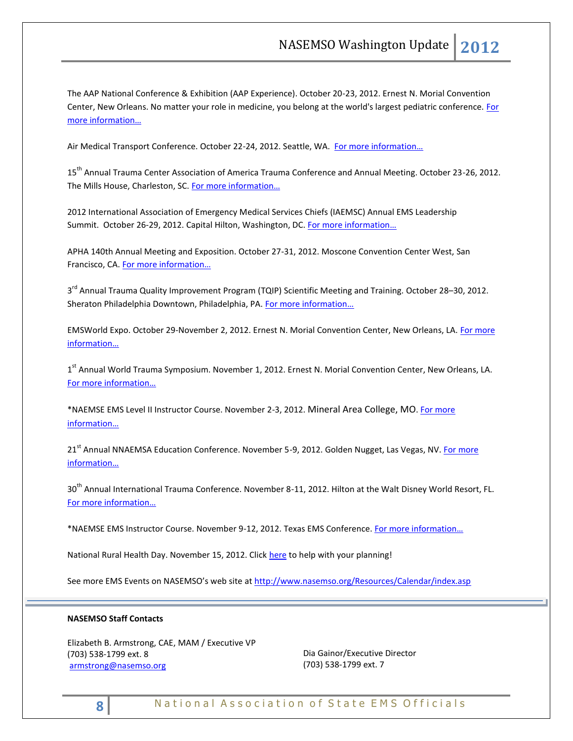The AAP National Conference & Exhibition (AAP Experience). October 20-23, 2012. Ernest N. Morial Convention Center, New Orleans. No matter your role in medicine, you belong at the world's largest pediatric conference. [For more information…]

Air Medical Transport Conference. October 22-24, 2012. Seattle, WA. [For more information…]

15th Annual Trauma Center Association of America Trauma Conference and Annual Meeting. October 23-26, 2012. The Mills House, Charleston, SC. [For more information…]

2012 International Association of Emergency Medical Services Chiefs (IAEMSC) Annual EMS Leadership Summit. October 26-29, 2012. Capital Hilton, Washington, DC. [For more information…]

APHA 140th Annual Meeting and Exposition. October 27-31, 2012. Moscone Convention Center West, San Francisco, CA. [For more information…]

3rd Annual Trauma Quality Improvement Program (TQIP) Scientific Meeting and Training. October 28–30, 2012. Sheraton Philadelphia Downtown, Philadelphia, PA. [For more information…]

EMSWorld Expo. October 29-November 2, 2012. Ernest N. Morial Convention Center, New Orleans, LA. [For more information…]

1st Annual World Trauma Symposium. November 1, 2012. Ernest N. Morial Convention Center, New Orleans, LA. [For more information…]

*NAEMSE EMS Level II Instructor Course. November 2-3, 2012. Mineral Area College, MO. [For more information…]

21st Annual NNAEMSA Education Conference. November 5-9, 2012. Golden Nugget, Las Vegas, NV. [For more information…]

30th Annual International Trauma Conference. November 8-11, 2012. Hilton at the Walt Disney World Resort, FL. [For more information…]

*NAEMSE EMS Instructor Course. November 9-12, 2012. Texas EMS Conference. [For more information…]

National Rural Health Day. November 15, 2012. Click [here] to help with your planning!

See more EMS Events on NASEMSO's web site at http://www.nasemso.org/Resources/Calendar/index.asp

---

**NASEMSO Staff Contacts**

Elizabeth B. Armstrong, CAE, MAM / Executive VP
(703) 538-1799 ext. 8
armstrong@nasemso.org

Dia Gainor/Executive Director
(703) 538-1799 ext. 7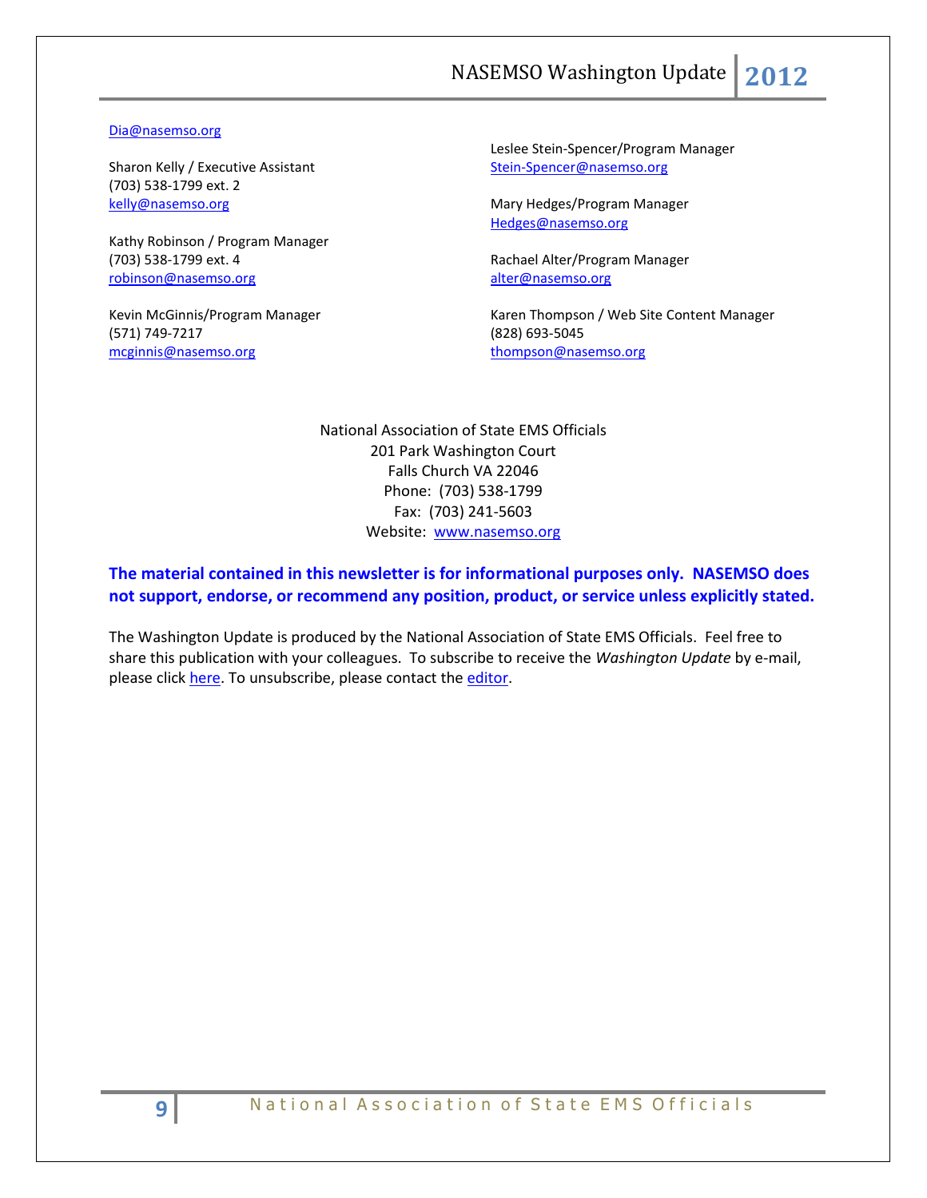Dia@nasemso.org

Sharon Kelly / Executive Assistant
(703) 538-1799 ext. 2
kelly@nasemso.org

Kathy Robinson / Program Manager
(703) 538-1799 ext. 4
robinson@nasemso.org

Kevin McGinnis/Program Manager
(571) 749-7217
mcginnis@nasemso.org

Leslee Stein-Spencer/Program Manager
Stein-Spencer@nasemso.org

Mary Hedges/Program Manager
Hedges@nasemso.org

Rachael Alter/Program Manager
alter@nasemso.org

Karen Thompson / Web Site Content Manager
(828) 693-5045
thompson@nasemso.org

National Association of State EMS Officials
201 Park Washington Court
Falls Church VA 22046
Phone: (703) 538-1799
Fax: (703) 241-5603
Website: www.nasemso.org

**The material contained in this newsletter is for informational purposes only. NASEMSO does not support, endorse, or recommend any position, product, or service unless explicitly stated.**

The Washington Update is produced by the National Association of State EMS Officials. Feel free to share this publication with your colleagues. To subscribe to receive the *Washington Update* by e-mail, please click here. To unsubscribe, please contact the editor.